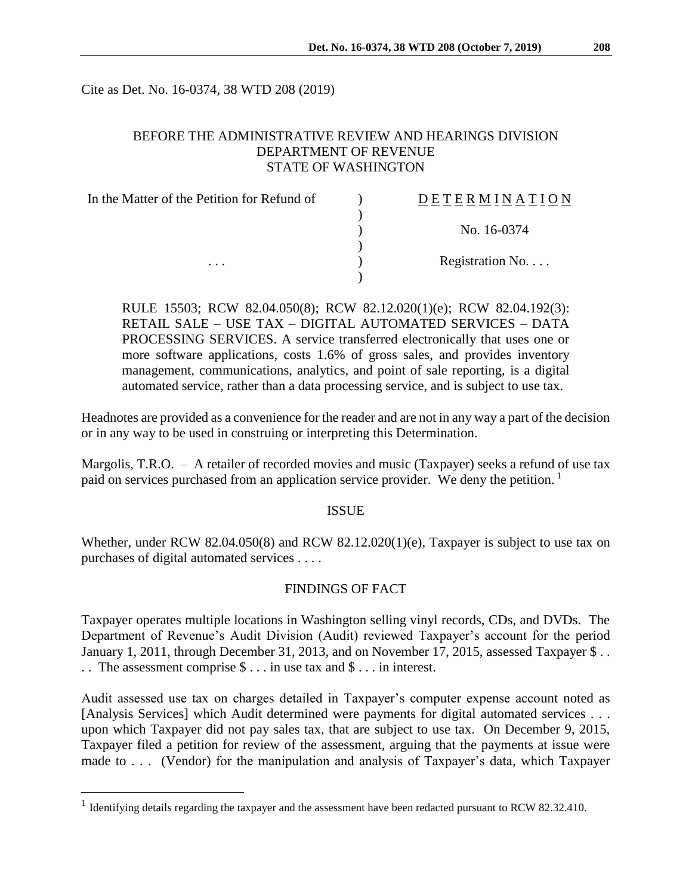Cite as Det. No. 16-0374, 38 WTD 208 (2019)

BEFORE THE ADMINISTRATIVE REVIEW AND HEARINGS DIVISION
DEPARTMENT OF REVENUE
STATE OF WASHINGTON

| In the Matter of the Petition for Refund of | ) | DETERMINATION |
|---|---|---|
| | ) | |
| | ) | No. 16-0374 |
| | ) | |
| . . . | ) | Registration No. . . . |
| | ) | |

RULE 15503; RCW 82.04.050(8); RCW 82.12.020(1)(e); RCW 82.04.192(3): RETAIL SALE – USE TAX – DIGITAL AUTOMATED SERVICES – DATA PROCESSING SERVICES. A service transferred electronically that uses one or more software applications, costs 1.6% of gross sales, and provides inventory management, communications, analytics, and point of sale reporting, is a digital automated service, rather than a data processing service, and is subject to use tax.

Headnotes are provided as a convenience for the reader and are not in any way a part of the decision or in any way to be used in construing or interpreting this Determination.

Margolis, T.R.O. – A retailer of recorded movies and music (Taxpayer) seeks a refund of use tax paid on services purchased from an application service provider. We deny the petition. [1]

## ISSUE

Whether, under RCW 82.04.050(8) and RCW 82.12.020(1)(e), Taxpayer is subject to use tax on purchases of digital automated services . . . .

## FINDINGS OF FACT

Taxpayer operates multiple locations in Washington selling vinyl records, CDs, and DVDs. The Department of Revenue's Audit Division (Audit) reviewed Taxpayer's account for the period January 1, 2011, through December 31, 2013, and on November 17, 2015, assessed Taxpayer $ . . . . The assessment comprise $ . . . in use tax and $ . . . in interest.

Audit assessed use tax on charges detailed in Taxpayer's computer expense account noted as [Analysis Services] which Audit determined were payments for digital automated services . . . upon which Taxpayer did not pay sales tax, that are subject to use tax. On December 9, 2015, Taxpayer filed a petition for review of the assessment, arguing that the payments at issue were made to . . . (Vendor) for the manipulation and analysis of Taxpayer's data, which Taxpayer

[1] Identifying details regarding the taxpayer and the assessment have been redacted pursuant to RCW 82.32.410.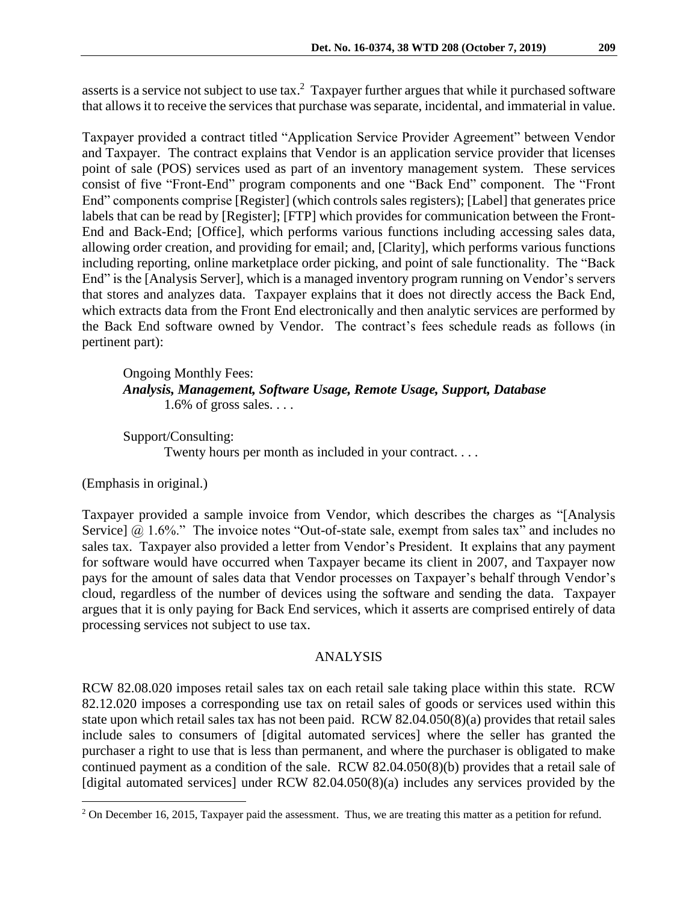asserts is a service not subject to use tax.[2] Taxpayer further argues that while it purchased software that allows it to receive the services that purchase was separate, incidental, and immaterial in value.

Taxpayer provided a contract titled "Application Service Provider Agreement" between Vendor and Taxpayer. The contract explains that Vendor is an application service provider that licenses point of sale (POS) services used as part of an inventory management system. These services consist of five "Front-End" program components and one "Back End" component. The "Front End" components comprise [Register] (which controls sales registers); [Label] that generates price labels that can be read by [Register]; [FTP] which provides for communication between the Front-End and Back-End; [Office], which performs various functions including accessing sales data, allowing order creation, and providing for email; and, [Clarity], which performs various functions including reporting, online marketplace order picking, and point of sale functionality. The "Back End" is the [Analysis Server], which is a managed inventory program running on Vendor's servers that stores and analyzes data. Taxpayer explains that it does not directly access the Back End, which extracts data from the Front End electronically and then analytic services are performed by the Back End software owned by Vendor. The contract's fees schedule reads as follows (in pertinent part):

> Ongoing Monthly Fees:
> ***Analysis, Management, Software Usage, Remote Usage, Support, Database***
> 1.6% of gross sales. . . .
>
> Support/Consulting:
> Twenty hours per month as included in your contract. . . .

(Emphasis in original.)

Taxpayer provided a sample invoice from Vendor, which describes the charges as "[Analysis Service] @ 1.6%." The invoice notes "Out-of-state sale, exempt from sales tax" and includes no sales tax. Taxpayer also provided a letter from Vendor's President. It explains that any payment for software would have occurred when Taxpayer became its client in 2007, and Taxpayer now pays for the amount of sales data that Vendor processes on Taxpayer's behalf through Vendor's cloud, regardless of the number of devices using the software and sending the data. Taxpayer argues that it is only paying for Back End services, which it asserts are comprised entirely of data processing services not subject to use tax.

## ANALYSIS

RCW 82.08.020 imposes retail sales tax on each retail sale taking place within this state. RCW 82.12.020 imposes a corresponding use tax on retail sales of goods or services used within this state upon which retail sales tax has not been paid. RCW 82.04.050(8)(a) provides that retail sales include sales to consumers of [digital automated services] where the seller has granted the purchaser a right to use that is less than permanent, and where the purchaser is obligated to make continued payment as a condition of the sale. RCW 82.04.050(8)(b) provides that a retail sale of [digital automated services] under RCW 82.04.050(8)(a) includes any services provided by the

[2] On December 16, 2015, Taxpayer paid the assessment. Thus, we are treating this matter as a petition for refund.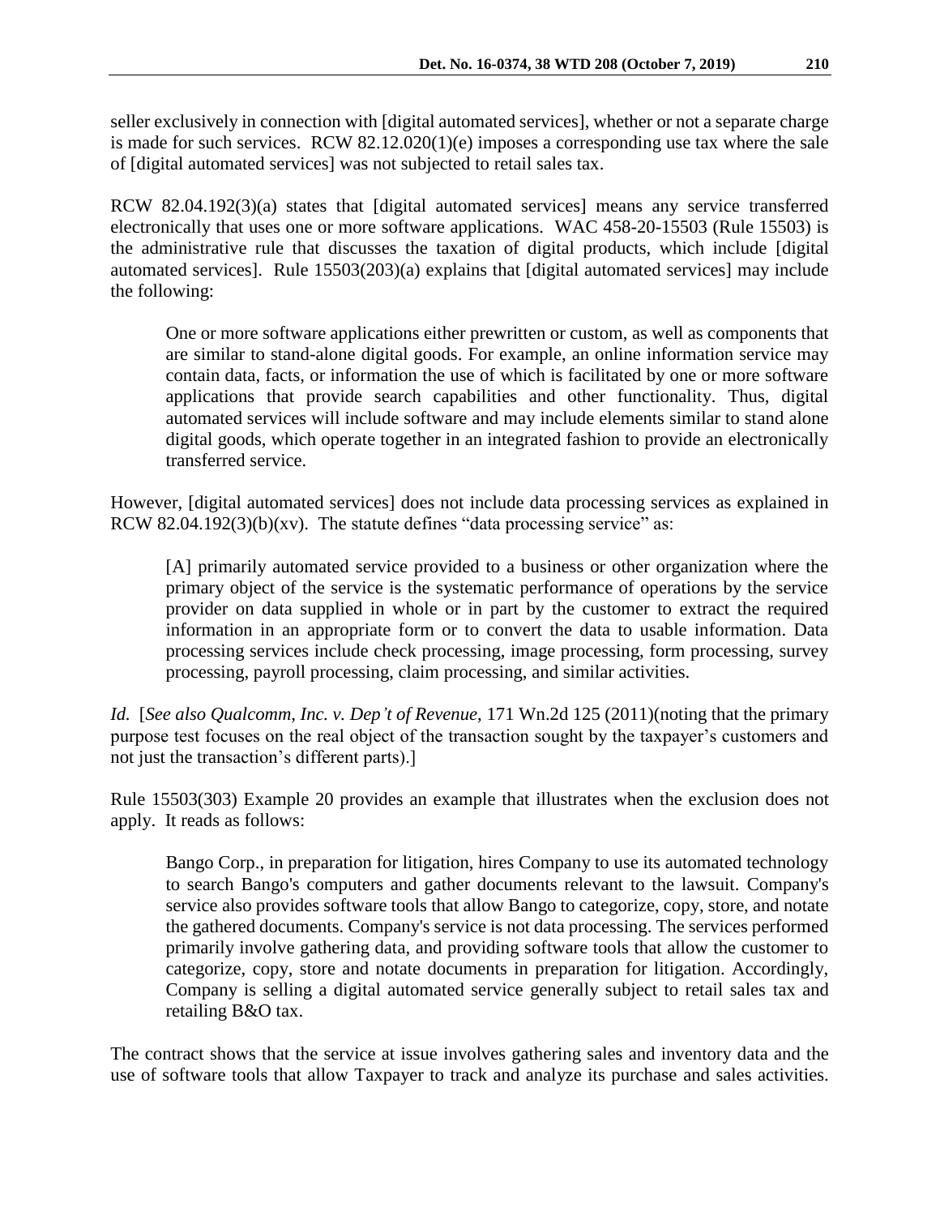seller exclusively in connection with [digital automated services], whether or not a separate charge is made for such services. RCW 82.12.020(1)(e) imposes a corresponding use tax where the sale of [digital automated services] was not subjected to retail sales tax.

RCW 82.04.192(3)(a) states that [digital automated services] means any service transferred electronically that uses one or more software applications. WAC 458-20-15503 (Rule 15503) is the administrative rule that discusses the taxation of digital products, which include [digital automated services]. Rule 15503(203)(a) explains that [digital automated services] may include the following:

> One or more software applications either prewritten or custom, as well as components that are similar to stand-alone digital goods. For example, an online information service may contain data, facts, or information the use of which is facilitated by one or more software applications that provide search capabilities and other functionality. Thus, digital automated services will include software and may include elements similar to stand alone digital goods, which operate together in an integrated fashion to provide an electronically transferred service.

However, [digital automated services] does not include data processing services as explained in RCW 82.04.192(3)(b)(xv). The statute defines "data processing service" as:

> [A] primarily automated service provided to a business or other organization where the primary object of the service is the systematic performance of operations by the service provider on data supplied in whole or in part by the customer to extract the required information in an appropriate form or to convert the data to usable information. Data processing services include check processing, image processing, form processing, survey processing, payroll processing, claim processing, and similar activities.

*Id.* [*See also Qualcomm, Inc. v. Dep't of Revenue*, 171 Wn.2d 125 (2011)(noting that the primary purpose test focuses on the real object of the transaction sought by the taxpayer's customers and not just the transaction's different parts).]

Rule 15503(303) Example 20 provides an example that illustrates when the exclusion does not apply. It reads as follows:

> Bango Corp., in preparation for litigation, hires Company to use its automated technology to search Bango's computers and gather documents relevant to the lawsuit. Company's service also provides software tools that allow Bango to categorize, copy, store, and notate the gathered documents. Company's service is not data processing. The services performed primarily involve gathering data, and providing software tools that allow the customer to categorize, copy, store and notate documents in preparation for litigation. Accordingly, Company is selling a digital automated service generally subject to retail sales tax and retailing B&O tax.

The contract shows that the service at issue involves gathering sales and inventory data and the use of software tools that allow Taxpayer to track and analyze its purchase and sales activities.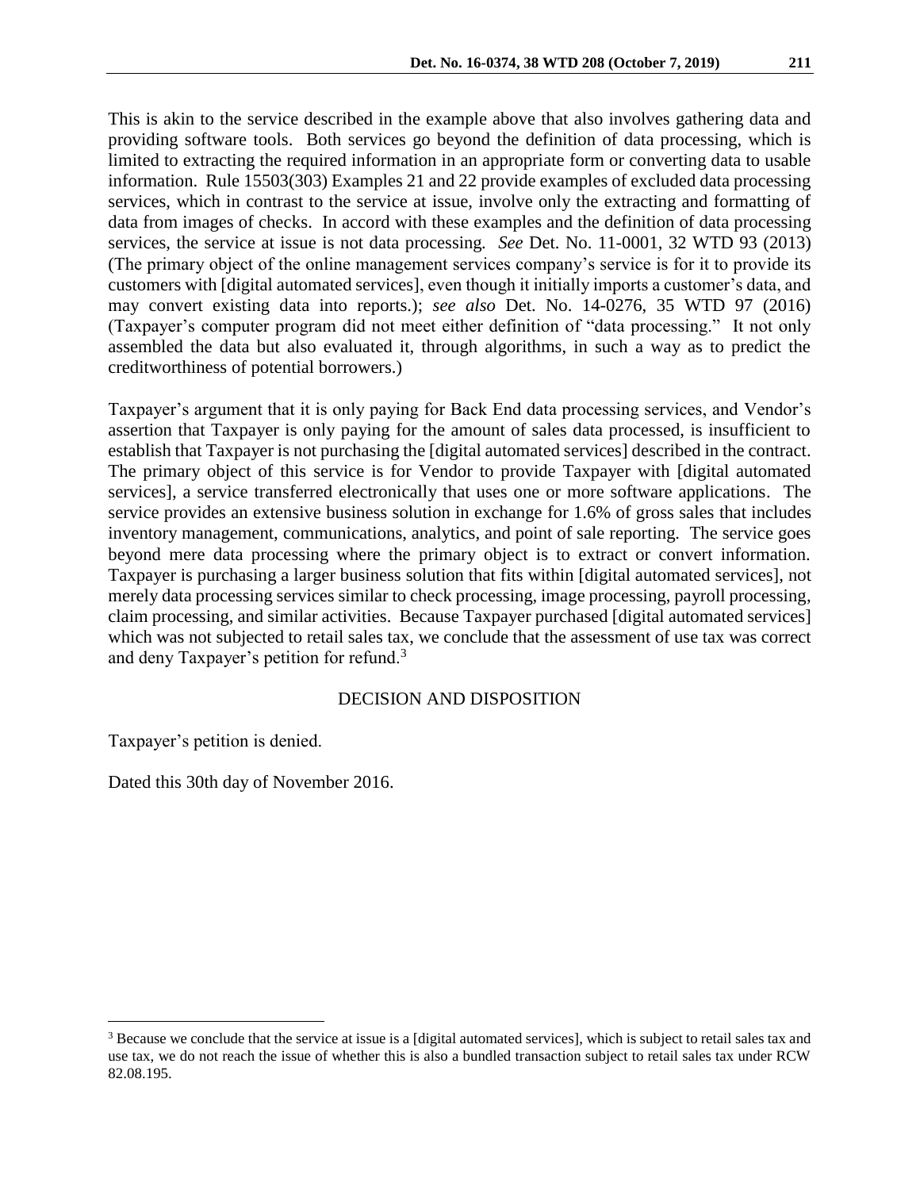This is akin to the service described in the example above that also involves gathering data and providing software tools. Both services go beyond the definition of data processing, which is limited to extracting the required information in an appropriate form or converting data to usable information. Rule 15503(303) Examples 21 and 22 provide examples of excluded data processing services, which in contrast to the service at issue, involve only the extracting and formatting of data from images of checks. In accord with these examples and the definition of data processing services, the service at issue is not data processing. *See* Det. No. 11-0001, 32 WTD 93 (2013) (The primary object of the online management services company's service is for it to provide its customers with [digital automated services], even though it initially imports a customer's data, and may convert existing data into reports.); *see also* Det. No. 14-0276, 35 WTD 97 (2016) (Taxpayer's computer program did not meet either definition of "data processing." It not only assembled the data but also evaluated it, through algorithms, in such a way as to predict the creditworthiness of potential borrowers.)

Taxpayer's argument that it is only paying for Back End data processing services, and Vendor's assertion that Taxpayer is only paying for the amount of sales data processed, is insufficient to establish that Taxpayer is not purchasing the [digital automated services] described in the contract. The primary object of this service is for Vendor to provide Taxpayer with [digital automated services], a service transferred electronically that uses one or more software applications. The service provides an extensive business solution in exchange for 1.6% of gross sales that includes inventory management, communications, analytics, and point of sale reporting. The service goes beyond mere data processing where the primary object is to extract or convert information. Taxpayer is purchasing a larger business solution that fits within [digital automated services], not merely data processing services similar to check processing, image processing, payroll processing, claim processing, and similar activities. Because Taxpayer purchased [digital automated services] which was not subjected to retail sales tax, we conclude that the assessment of use tax was correct and deny Taxpayer's petition for refund.[3]

## DECISION AND DISPOSITION

Taxpayer's petition is denied.

Dated this 30th day of November 2016.

---

[3] Because we conclude that the service at issue is a [digital automated services], which is subject to retail sales tax and use tax, we do not reach the issue of whether this is also a bundled transaction subject to retail sales tax under RCW 82.08.195.